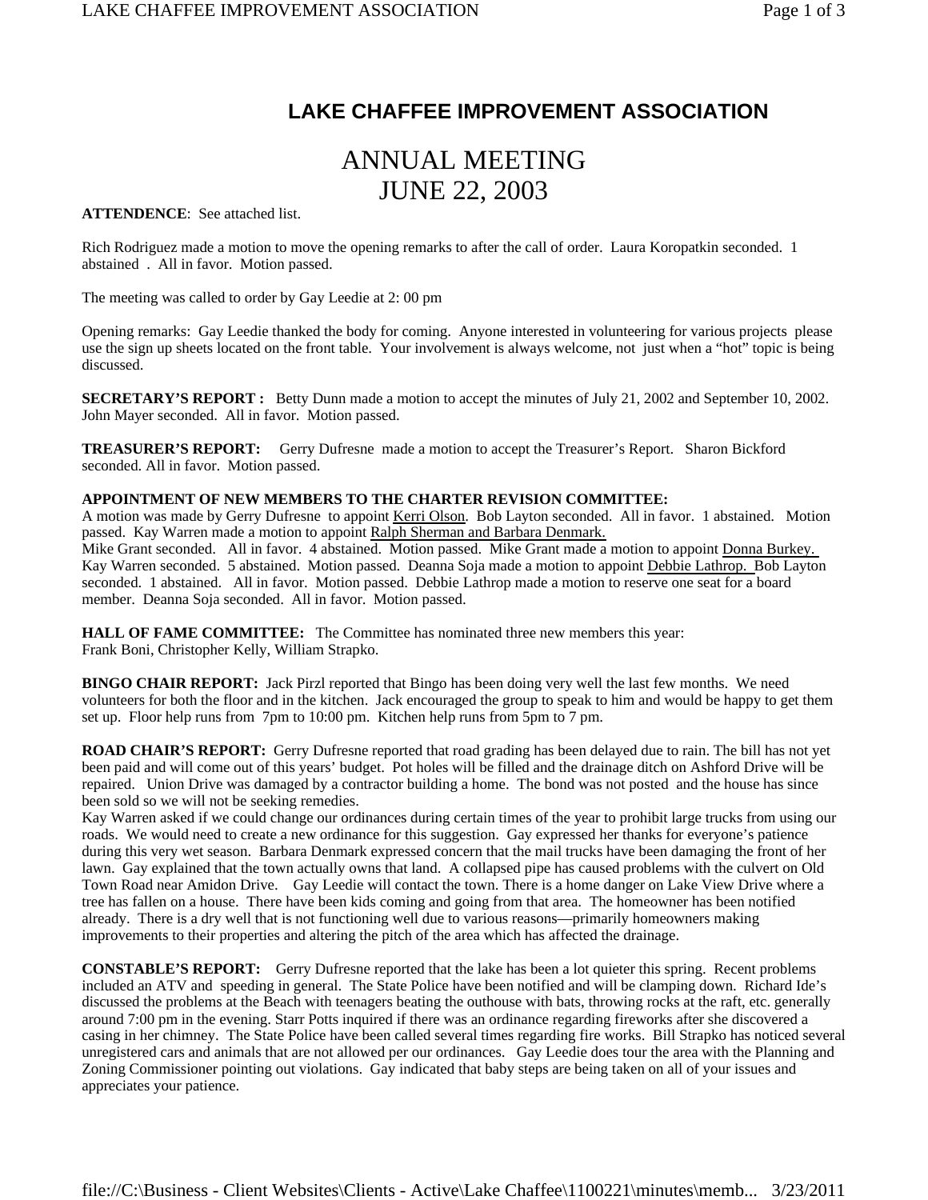# LAKE CHAFFEE IMPROVEMENT ASSOCIATION

## ANNUAL MEETING
## JUNE 22, 2003

**ATTENDENCE**: See attached list.

Rich Rodriguez made a motion to move the opening remarks to after the call of order. Laura Koropatkin seconded. 1 abstained . All in favor. Motion passed.

The meeting was called to order by Gay Leedie at 2: 00 pm

Opening remarks: Gay Leedie thanked the body for coming. Anyone interested in volunteering for various projects please use the sign up sheets located on the front table. Your involvement is always welcome, not just when a "hot" topic is being discussed.

**SECRETARY'S REPORT :** Betty Dunn made a motion to accept the minutes of July 21, 2002 and September 10, 2002. John Mayer seconded. All in favor. Motion passed.

**TREASURER'S REPORT:** Gerry Dufresne made a motion to accept the Treasurer's Report. Sharon Bickford seconded. All in favor. Motion passed.

**APPOINTMENT OF NEW MEMBERS TO THE CHARTER REVISION COMMITTEE:**
A motion was made by Gerry Dufresne to appoint Kerri Olson. Bob Layton seconded. All in favor. 1 abstained. Motion passed. Kay Warren made a motion to appoint Ralph Sherman and Barbara Denmark.
Mike Grant seconded. All in favor. 4 abstained. Motion passed. Mike Grant made a motion to appoint Donna Burkey. Kay Warren seconded. 5 abstained. Motion passed. Deanna Soja made a motion to appoint Debbie Lathrop. Bob Layton seconded. 1 abstained. All in favor. Motion passed. Debbie Lathrop made a motion to reserve one seat for a board member. Deanna Soja seconded. All in favor. Motion passed.

**HALL OF FAME COMMITTEE:** The Committee has nominated three new members this year:
Frank Boni, Christopher Kelly, William Strapko.

**BINGO CHAIR REPORT:** Jack Pirzl reported that Bingo has been doing very well the last few months. We need volunteers for both the floor and in the kitchen. Jack encouraged the group to speak to him and would be happy to get them set up. Floor help runs from 7pm to 10:00 pm. Kitchen help runs from 5pm to 7 pm.

**ROAD CHAIR'S REPORT:** Gerry Dufresne reported that road grading has been delayed due to rain. The bill has not yet been paid and will come out of this years' budget. Pot holes will be filled and the drainage ditch on Ashford Drive will be repaired. Union Drive was damaged by a contractor building a home. The bond was not posted and the house has since been sold so we will not be seeking remedies.
Kay Warren asked if we could change our ordinances during certain times of the year to prohibit large trucks from using our roads. We would need to create a new ordinance for this suggestion. Gay expressed her thanks for everyone's patience during this very wet season. Barbara Denmark expressed concern that the mail trucks have been damaging the front of her lawn. Gay explained that the town actually owns that land. A collapsed pipe has caused problems with the culvert on Old Town Road near Amidon Drive. Gay Leedie will contact the town. There is a home danger on Lake View Drive where a tree has fallen on a house. There have been kids coming and going from that area. The homeowner has been notified already. There is a dry well that is not functioning well due to various reasons—primarily homeowners making improvements to their properties and altering the pitch of the area which has affected the drainage.

**CONSTABLE'S REPORT:** Gerry Dufresne reported that the lake has been a lot quieter this spring. Recent problems included an ATV and speeding in general. The State Police have been notified and will be clamping down. Richard Ide's discussed the problems at the Beach with teenagers beating the outhouse with bats, throwing rocks at the raft, etc. generally around 7:00 pm in the evening. Starr Potts inquired if there was an ordinance regarding fireworks after she discovered a casing in her chimney. The State Police have been called several times regarding fire works. Bill Strapko has noticed several unregistered cars and animals that are not allowed per our ordinances. Gay Leedie does tour the area with the Planning and Zoning Commissioner pointing out violations. Gay indicated that baby steps are being taken on all of your issues and appreciates your patience.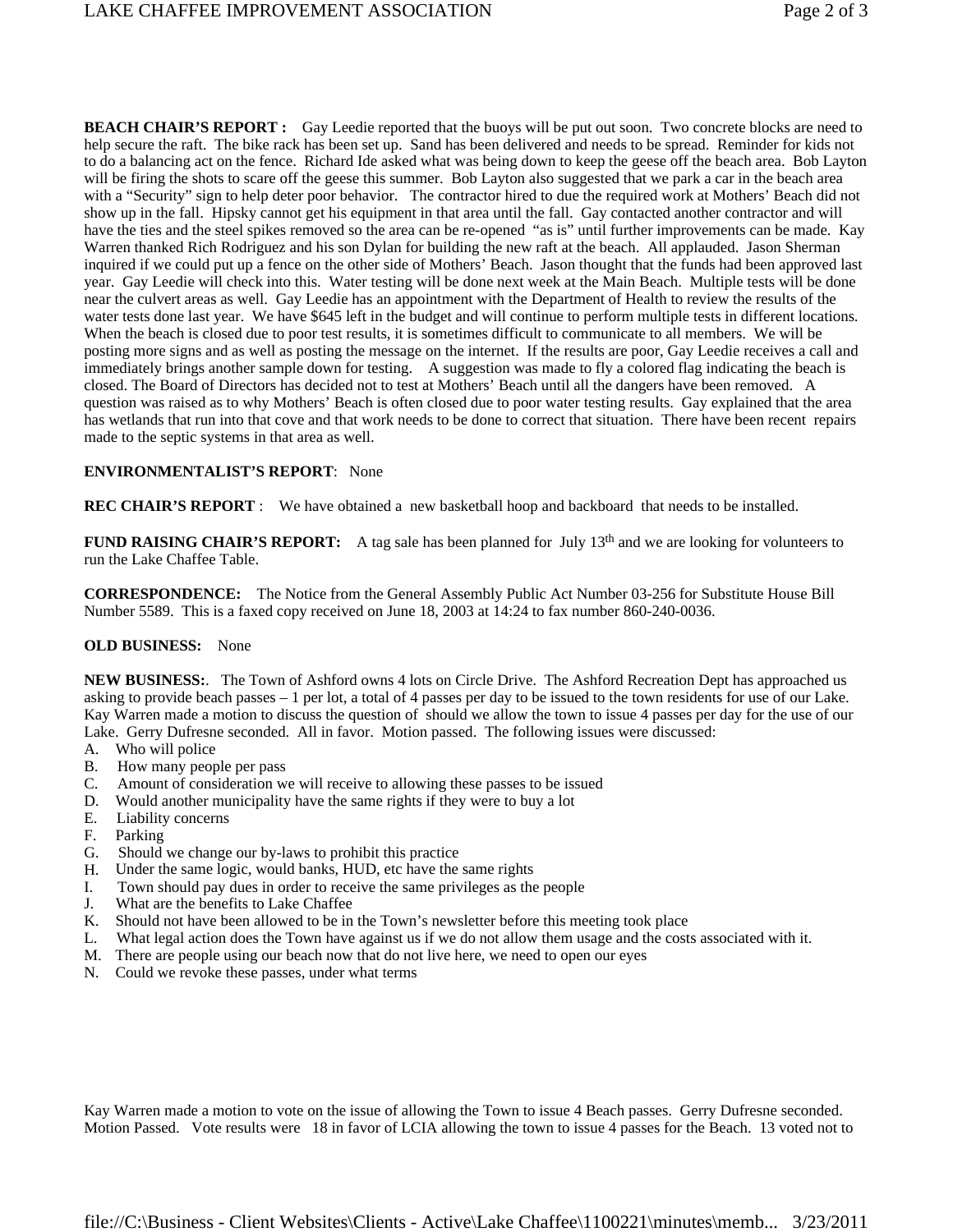**BEACH CHAIR'S REPORT :** Gay Leedie reported that the buoys will be put out soon. Two concrete blocks are need to help secure the raft. The bike rack has been set up. Sand has been delivered and needs to be spread. Reminder for kids not to do a balancing act on the fence. Richard Ide asked what was being down to keep the geese off the beach area. Bob Layton will be firing the shots to scare off the geese this summer. Bob Layton also suggested that we park a car in the beach area with a "Security" sign to help deter poor behavior. The contractor hired to due the required work at Mothers' Beach did not show up in the fall. Hipsky cannot get his equipment in that area until the fall. Gay contacted another contractor and will have the ties and the steel spikes removed so the area can be re-opened "as is" until further improvements can be made. Kay Warren thanked Rich Rodriguez and his son Dylan for building the new raft at the beach. All applauded. Jason Sherman inquired if we could put up a fence on the other side of Mothers' Beach. Jason thought that the funds had been approved last year. Gay Leedie will check into this. Water testing will be done next week at the Main Beach. Multiple tests will be done near the culvert areas as well. Gay Leedie has an appointment with the Department of Health to review the results of the water tests done last year. We have $645 left in the budget and will continue to perform multiple tests in different locations. When the beach is closed due to poor test results, it is sometimes difficult to communicate to all members. We will be posting more signs and as well as posting the message on the internet. If the results are poor, Gay Leedie receives a call and immediately brings another sample down for testing. A suggestion was made to fly a colored flag indicating the beach is closed. The Board of Directors has decided not to test at Mothers' Beach until all the dangers have been removed. A question was raised as to why Mothers' Beach is often closed due to poor water testing results. Gay explained that the area has wetlands that run into that cove and that work needs to be done to correct that situation. There have been recent repairs made to the septic systems in that area as well.

**ENVIRONMENTALIST'S REPORT**: None

**REC CHAIR'S REPORT** : We have obtained a new basketball hoop and backboard that needs to be installed.

**FUND RAISING CHAIR'S REPORT:** A tag sale has been planned for July 13th and we are looking for volunteers to run the Lake Chaffee Table.

**CORRESPONDENCE:** The Notice from the General Assembly Public Act Number 03-256 for Substitute House Bill Number 5589. This is a faxed copy received on June 18, 2003 at 14:24 to fax number 860-240-0036.

**OLD BUSINESS:** None

**NEW BUSINESS:**. The Town of Ashford owns 4 lots on Circle Drive. The Ashford Recreation Dept has approached us asking to provide beach passes – 1 per lot, a total of 4 passes per day to be issued to the town residents for use of our Lake. Kay Warren made a motion to discuss the question of should we allow the town to issue 4 passes per day for the use of our Lake. Gerry Dufresne seconded. All in favor. Motion passed. The following issues were discussed:

A. Who will police
B. How many people per pass
C. Amount of consideration we will receive to allowing these passes to be issued
D. Would another municipality have the same rights if they were to buy a lot
E. Liability concerns
F. Parking
G. Should we change our by-laws to prohibit this practice
H. Under the same logic, would banks, HUD, etc have the same rights
I. Town should pay dues in order to receive the same privileges as the people
J. What are the benefits to Lake Chaffee
K. Should not have been allowed to be in the Town's newsletter before this meeting took place
L. What legal action does the Town have against us if we do not allow them usage and the costs associated with it.
M. There are people using our beach now that do not live here, we need to open our eyes
N. Could we revoke these passes, under what terms

Kay Warren made a motion to vote on the issue of allowing the Town to issue 4 Beach passes. Gerry Dufresne seconded. Motion Passed. Vote results were 18 in favor of LCIA allowing the town to issue 4 passes for the Beach. 13 voted not to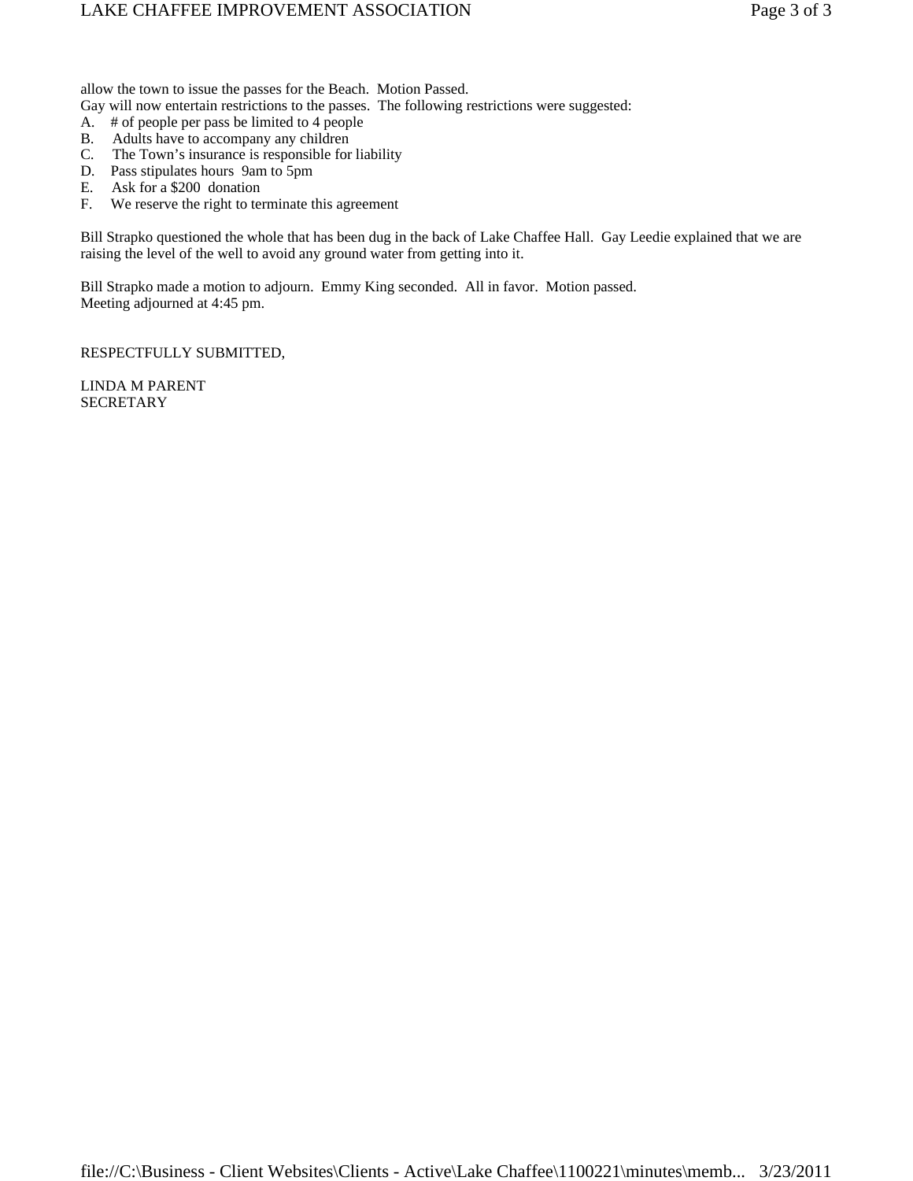allow the town to issue the passes for the Beach. Motion Passed.
Gay will now entertain restrictions to the passes. The following restrictions were suggested:

A. # of people per pass be limited to 4 people
B. Adults have to accompany any children
C. The Town's insurance is responsible for liability
D. Pass stipulates hours 9am to 5pm
E. Ask for a $200 donation
F. We reserve the right to terminate this agreement

Bill Strapko questioned the whole that has been dug in the back of Lake Chaffee Hall. Gay Leedie explained that we are raising the level of the well to avoid any ground water from getting into it.

Bill Strapko made a motion to adjourn. Emmy King seconded. All in favor. Motion passed.
Meeting adjourned at 4:45 pm.

RESPECTFULLY SUBMITTED,

LINDA M PARENT
SECRETARY